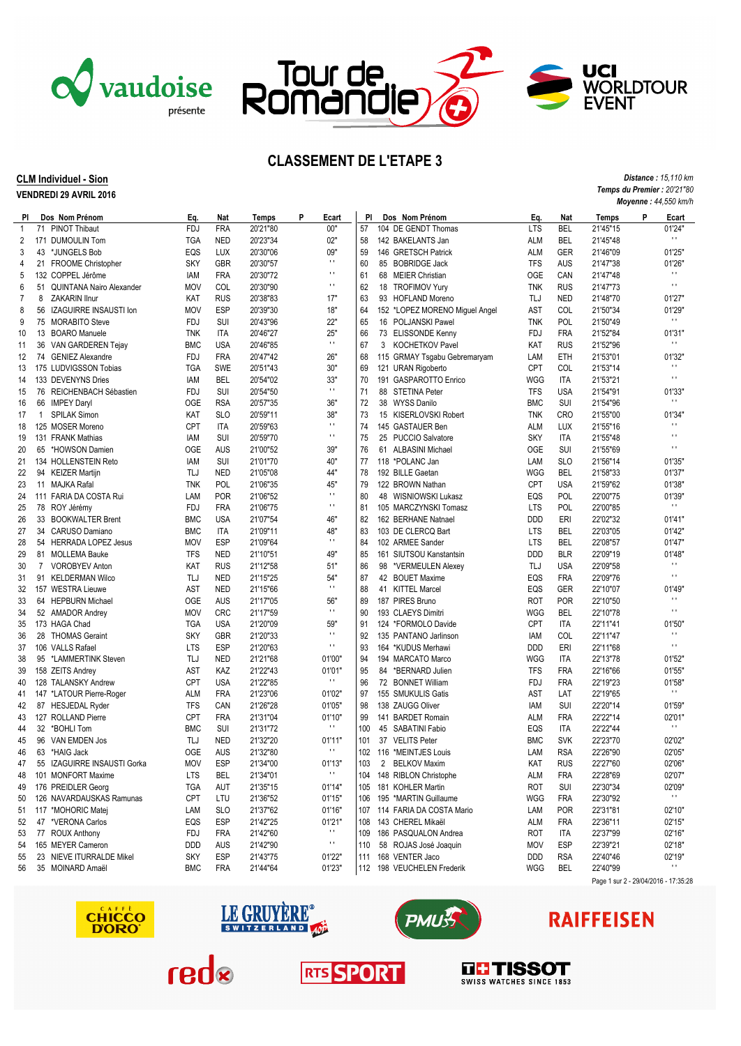# CLASSEMENT DE L'ETAPE 3

**CLM Individuel - Sion**

**VENDREDI 29 AVRIL 2016**

*Distance : 15,110 km*
*Temps du Premier : 20'21"80*
*Moyenne : 44,550 km/h*

| Pl | Dos | Nom Prénom | Eq. | Nat | Temps | P | Ecart |
|---|---|---|---|---|---|---|---|
| 1 | 71 | PINOT Thibaut | FDJ | FRA | 20'21"80 | | 00" |
| 2 | 171 | DUMOULIN Tom | TGA | NED | 20'23"34 | | 02" |
| 3 | 43 | *JUNGELS Bob | EQS | LUX | 20'30"06 | | 09" |
| 4 | 21 | FROOME Christopher | SKY | GBR | 20'30"57 | | ' ' |
| 5 | 132 | COPPEL Jérôme | IAM | FRA | 20'30"72 | | ' ' |
| 6 | 51 | QUINTANA Nairo Alexander | MOV | COL | 20'30"90 | | ' ' |
| 7 | 8 | ZAKARIN Ilnur | KAT | RUS | 20'38"83 | | 17" |
| 8 | 56 | IZAGUIRRE INSAUSTI Ion | MOV | ESP | 20'39"30 | | 18" |
| 9 | 75 | MORABITO Steve | FDJ | SUI | 20'43"96 | | 22" |
| 10 | 13 | BOARO Manuele | TNK | ITA | 20'46"27 | | 25" |
| 11 | 36 | VAN GARDEREN Tejay | BMC | USA | 20'46"85 | | ' ' |
| 12 | 74 | GENIEZ Alexandre | FDJ | FRA | 20'47"42 | | 26" |
| 13 | 175 | LUDVIGSSON Tobias | TGA | SWE | 20'51"43 | | 30" |
| 14 | 133 | DEVENYNS Dries | IAM | BEL | 20'54"02 | | 33" |
| 15 | 76 | REICHENBACH Sébastien | FDJ | SUI | 20'54"50 | | ' ' |
| 16 | 66 | IMPEY Daryl | OGE | RSA | 20'57"35 | | 36" |
| 17 | 1 | SPILAK Simon | KAT | SLO | 20'59"11 | | 38" |
| 18 | 125 | MOSER Moreno | CPT | ITA | 20'59"63 | | ' ' |
| 19 | 131 | FRANK Mathias | IAM | SUI | 20'59"70 | | ' ' |
| 20 | 65 | *HOWSON Damien | OGE | AUS | 21'00"52 | | 39" |
| 21 | 134 | HOLLENSTEIN Reto | IAM | SUI | 21'01"70 | | 40" |
| 22 | 94 | KEIZER Martijn | TLJ | NED | 21'05"08 | | 44" |
| 23 | 11 | MAJKA Rafal | TNK | POL | 21'06"35 | | 45" |
| 24 | 111 | FARIA DA COSTA Rui | LAM | POR | 21'06"52 | | ' ' |
| 25 | 78 | ROY Jérémy | FDJ | FRA | 21'06"75 | | ' ' |
| 26 | 33 | BOOKWALTER Brent | BMC | USA | 21'07"54 | | 46" |
| 27 | 34 | CARUSO Damiano | BMC | ITA | 21'09"11 | | 48" |
| 28 | 54 | HERRADA LOPEZ Jesus | MOV | ESP | 21'09"64 | | ' ' |
| 29 | 81 | MOLLEMA Bauke | TFS | NED | 21'10"51 | | 49" |
| 30 | 7 | VOROBYEV Anton | KAT | RUS | 21'12"58 | | 51" |
| 31 | 91 | KELDERMAN Wilco | TLJ | NED | 21'15"25 | | 54" |
| 32 | 157 | WESTRA Lieuwe | AST | NED | 21'15"66 | | ' ' |
| 33 | 64 | HEPBURN Michael | OGE | AUS | 21'17"05 | | 56" |
| 34 | 52 | AMADOR Andrey | MOV | CRC | 21'17"59 | | ' ' |
| 35 | 173 | HAGA Chad | TGA | USA | 21'20"09 | | 59" |
| 36 | 28 | THOMAS Geraint | SKY | GBR | 21'20"33 | | ' ' |
| 37 | 106 | VALLS Rafael | LTS | ESP | 21'20"63 | | ' ' |
| 38 | 95 | *LAMMERTINK Steven | TLJ | NED | 21'21"68 | | 01'00" |
| 39 | 158 | ZEITS Andrey | AST | KAZ | 21'22"43 | | 01'01" |
| 40 | 128 | TALANSKY Andrew | CPT | USA | 21'22"85 | | ' ' |
| 41 | 147 | *LATOUR Pierre-Roger | ALM | FRA | 21'23"06 | | 01'02" |
| 42 | 87 | HESJEDAL Ryder | TFS | CAN | 21'26"28 | | 01'05" |
| 43 | 127 | ROLLAND Pierre | CPT | FRA | 21'31"04 | | 01'10" |
| 44 | 32 | *BOHLI Tom | BMC | SUI | 21'31"72 | | ' ' |
| 45 | 96 | VAN EMDEN Jos | TLJ | NED | 21'32"20 | | 01'11" |
| 46 | 63 | *HAIG Jack | OGE | AUS | 21'32"80 | | ' ' |
| 47 | 55 | IZAGUIRRE INSAUSTI Gorka | MOV | ESP | 21'34"00 | | 01'13" |
| 48 | 101 | MONFORT Maxime | LTS | BEL | 21'34"01 | | ' ' |
| 49 | 176 | PREIDLER Georg | TGA | AUT | 21'35"15 | | 01'14" |
| 50 | 126 | NAVARDAUSKAS Ramunas | CPT | LTU | 21'36"52 | | 01'15" |
| 51 | 117 | *MOHORIC Matej | LAM | SLO | 21'37"62 | | 01'16" |
| 52 | 47 | *VERONA Carlos | EQS | ESP | 21'42"25 | | 01'21" |
| 53 | 77 | ROUX Anthony | FDJ | FRA | 21'42"60 | | ' ' |
| 54 | 165 | MEYER Cameron | DDD | AUS | 21'42"90 | | ' ' |
| 55 | 23 | NIEVE ITURRALDE Mikel | SKY | ESP | 21'43"75 | | 01'22" |
| 56 | 35 | MOINARD Amaël | BMC | FRA | 21'44"64 | | 01'23" |
| 57 | 104 | DE GENDT Thomas | LTS | BEL | 21'45"15 | | 01'24" |
| 58 | 142 | BAKELANTS Jan | ALM | BEL | 21'45"48 | | ' ' |
| 59 | 146 | GRETSCH Patrick | ALM | GER | 21'46"09 | | 01'25" |
| 60 | 85 | BOBRIDGE Jack | TFS | AUS | 21'47"38 | | 01'26" |
| 61 | 68 | MEIER Christian | OGE | CAN | 21'47"48 | | ' ' |
| 62 | 18 | TROFIMOV Yury | TNK | RUS | 21'47"73 | | ' ' |
| 63 | 93 | HOFLAND Moreno | TLJ | NED | 21'48"70 | | 01'27" |
| 64 | 152 | *LOPEZ MORENO Miguel Angel | AST | COL | 21'50"34 | | 01'29" |
| 65 | 16 | POLJANSKI Pawel | TNK | POL | 21'50"49 | | ' ' |
| 66 | 73 | ELISSONDE Kenny | FDJ | FRA | 21'52"84 | | 01'31" |
| 67 | 3 | KOCHETKOV Pavel | KAT | RUS | 21'52"96 | | ' ' |
| 68 | 115 | GRMAY Tsgabu Gebremaryam | LAM | ETH | 21'53"01 | | 01'32" |
| 69 | 121 | URAN Rigoberto | CPT | COL | 21'53"14 | | ' ' |
| 70 | 191 | GASPAROTTO Enrico | WGG | ITA | 21'53"21 | | ' ' |
| 71 | 88 | STETINA Peter | TFS | USA | 21'54"91 | | 01'33" |
| 72 | 38 | WYSS Danilo | BMC | SUI | 21'54"96 | | ' ' |
| 73 | 15 | KISERLOVSKI Robert | TNK | CRO | 21'55"00 | | 01'34" |
| 74 | 145 | GASTAUER Ben | ALM | LUX | 21'55"16 | | ' ' |
| 75 | 25 | PUCCIO Salvatore | SKY | ITA | 21'55"48 | | ' ' |
| 76 | 61 | ALBASINI Michael | OGE | SUI | 21'55"69 | | ' ' |
| 77 | 118 | *POLANC Jan | LAM | SLO | 21'56"14 | | 01'35" |
| 78 | 192 | BILLE Gaetan | WGG | BEL | 21'58"33 | | 01'37" |
| 79 | 122 | BROWN Nathan | CPT | USA | 21'59"62 | | 01'38" |
| 80 | 48 | WISNIOWSKI Lukasz | EQS | POL | 22'00"75 | | 01'39" |
| 81 | 105 | MARCZYNSKI Tomasz | LTS | POL | 22'00"85 | | ' ' |
| 82 | 162 | BERHANE Natnael | DDD | ERI | 22'02"32 | | 01'41" |
| 83 | 103 | DE CLERCQ Bart | LTS | BEL | 22'03"05 | | 01'42" |
| 84 | 102 | ARMEE Sander | LTS | BEL | 22'08"57 | | 01'47" |
| 85 | 161 | SIUTSOU Kanstantsin | DDD | BLR | 22'09"19 | | 01'48" |
| 86 | 98 | *VERMEULEN Alexey | TLJ | USA | 22'09"58 | | ' ' |
| 87 | 42 | BOUET Maxime | EQS | FRA | 22'09"76 | | ' ' |
| 88 | 41 | KITTEL Marcel | EQS | GER | 22'10"07 | | 01'49" |
| 89 | 187 | PIRES Bruno | ROT | POR | 22'10"50 | | ' ' |
| 90 | 193 | CLAEYS Dimitri | WGG | BEL | 22'10"78 | | ' ' |
| 91 | 124 | *FORMOLO Davide | CPT | ITA | 22'11"41 | | 01'50" |
| 92 | 135 | PANTANO Jarlinson | IAM | COL | 22'11"47 | | ' ' |
| 93 | 164 | *KUDUS Merhawi | DDD | ERI | 22'11"68 | | ' ' |
| 94 | 194 | MARCATO Marco | WGG | ITA | 22'13"78 | | 01'52" |
| 95 | 84 | *BERNARD Julien | TFS | FRA | 22'16"66 | | 01'55" |
| 96 | 72 | BONNET William | FDJ | FRA | 22'19"23 | | 01'58" |
| 97 | 155 | SMUKULIS Gatis | AST | LAT | 22'19"65 | | ' ' |
| 98 | 138 | ZAUGG Oliver | IAM | SUI | 22'20"14 | | 01'59" |
| 99 | 141 | BARDET Romain | ALM | FRA | 22'22"14 | | 02'01" |
| 100 | 45 | SABATINI Fabio | EQS | ITA | 22'22"44 | | ' ' |
| 101 | 37 | VELITS Peter | BMC | SVK | 22'23"70 | | 02'02" |
| 102 | 116 | *MEINTJES Louis | LAM | RSA | 22'26"90 | | 02'05" |
| 103 | 2 | BELKOV Maxim | KAT | RUS | 22'27"60 | | 02'06" |
| 104 | 148 | RIBLON Christophe | ALM | FRA | 22'28"69 | | 02'07" |
| 105 | 181 | KOHLER Martin | ROT | SUI | 22'30"34 | | 02'09" |
| 106 | 195 | *MARTIN Guillaume | WGG | FRA | 22'30"92 | | ' ' |
| 107 | 114 | FARIA DA COSTA Mario | LAM | POR | 22'31"81 | | 02'10" |
| 108 | 143 | CHEREL Mikaël | ALM | FRA | 22'36"11 | | 02'15" |
| 109 | 186 | PASQUALON Andrea | ROT | ITA | 22'37"99 | | 02'16" |
| 110 | 58 | ROJAS José Joaquin | MOV | ESP | 22'39"21 | | 02'18" |
| 111 | 168 | VENTER Jaco | DDD | RSA | 22'40"46 | | 02'19" |
| 112 | 198 | VEUCHELEN Frederik | WGG | BEL | 22'40"99 | | ' ' |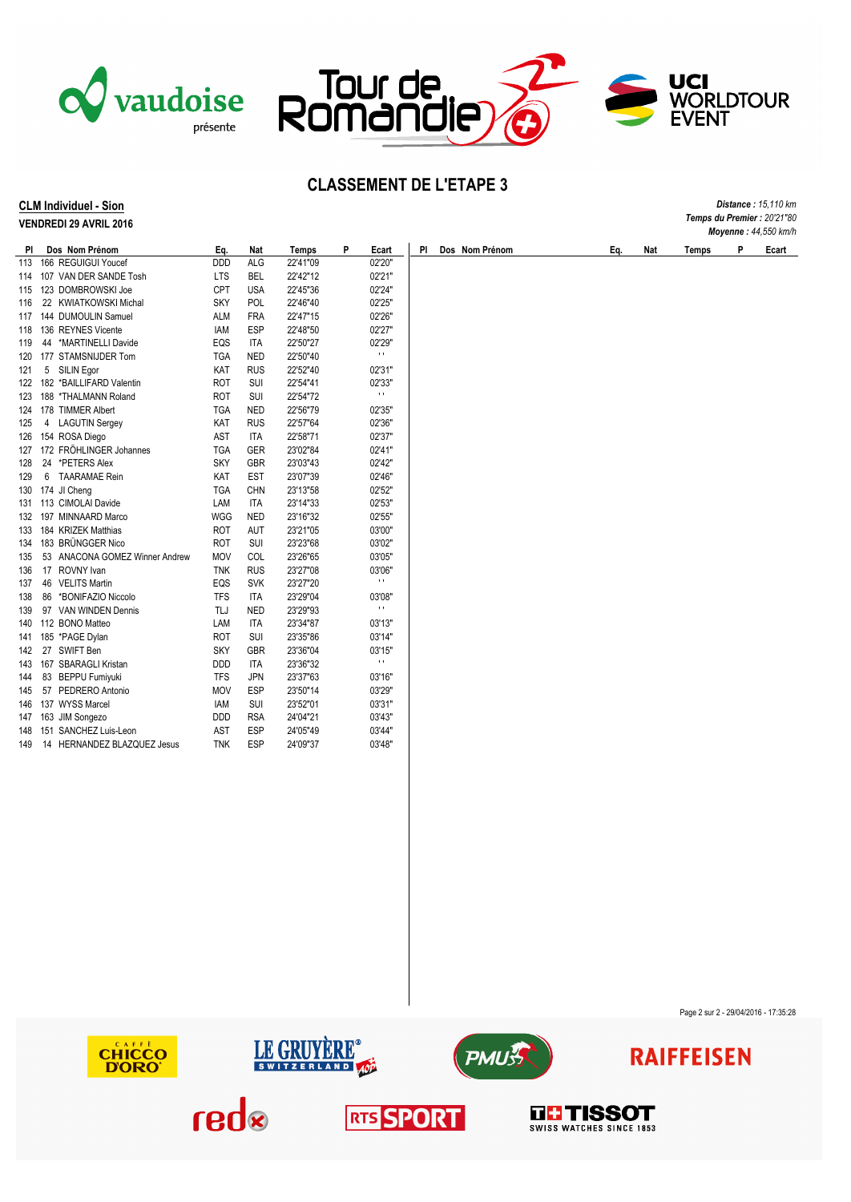## CLASSEMENT DE L'ETAPE 3

**CLM Individuel - Sion**

**VENDREDI 29 AVRIL 2016**

***Distance :*** *15,110 km*
***Temps du Premier :*** *20'21"80*
***Moyenne :*** *44,550 km/h*

| Pl | Dos | Nom Prénom | Eq. | Nat | Temps | P | Ecart |
|---|---|---|---|---|---|---|---|
| 113 | 166 | REGUIGUI Youcef | DDD | ALG | 22'41"09 | | 02'20" |
| 114 | 107 | VAN DER SANDE Tosh | LTS | BEL | 22'42"12 | | 02'21" |
| 115 | 123 | DOMBROWSKI Joe | CPT | USA | 22'45"36 | | 02'24" |
| 116 | 22 | KWIATKOWSKI Michal | SKY | POL | 22'46"40 | | 02'25" |
| 117 | 144 | DUMOULIN Samuel | ALM | FRA | 22'47"15 | | 02'26" |
| 118 | 136 | REYNES Vicente | IAM | ESP | 22'48"50 | | 02'27" |
| 119 | 44 | *MARTINELLI Davide | EQS | ITA | 22'50"27 | | 02'29" |
| 120 | 177 | STAMSNIJDER Tom | TGA | NED | 22'50"40 | | ' ' |
| 121 | 5 | SILIN Egor | KAT | RUS | 22'52"40 | | 02'31" |
| 122 | 182 | *BAILLIFARD Valentin | ROT | SUI | 22'54"41 | | 02'33" |
| 123 | 188 | *THALMANN Roland | ROT | SUI | 22'54"72 | | ' ' |
| 124 | 178 | TIMMER Albert | TGA | NED | 22'56"79 | | 02'35" |
| 125 | 4 | LAGUTIN Sergey | KAT | RUS | 22'57"64 | | 02'36" |
| 126 | 154 | ROSA Diego | AST | ITA | 22'58"71 | | 02'37" |
| 127 | 172 | FRÖHLINGER Johannes | TGA | GER | 23'02"84 | | 02'41" |
| 128 | 24 | *PETERS Alex | SKY | GBR | 23'03"43 | | 02'42" |
| 129 | 6 | TAARAMAE Rein | KAT | EST | 23'07"39 | | 02'46" |
| 130 | 174 | JI Cheng | TGA | CHN | 23'13"58 | | 02'52" |
| 131 | 113 | CIMOLAI Davide | LAM | ITA | 23'14"33 | | 02'53" |
| 132 | 197 | MINNAARD Marco | WGG | NED | 23'16"32 | | 02'55" |
| 133 | 184 | KRIZEK Matthias | ROT | AUT | 23'21"05 | | 03'00" |
| 134 | 183 | BRÜNGGER Nico | ROT | SUI | 23'23"68 | | 03'02" |
| 135 | 53 | ANACONA GOMEZ Winner Andrew | MOV | COL | 23'26"65 | | 03'05" |
| 136 | 17 | ROVNY Ivan | TNK | RUS | 23'27"08 | | 03'06" |
| 137 | 46 | VELITS Martin | EQS | SVK | 23'27"20 | | ' ' |
| 138 | 86 | *BONIFAZIO Niccolo | TFS | ITA | 23'29"04 | | 03'08" |
| 139 | 97 | VAN WINDEN Dennis | TLJ | NED | 23'29"93 | | ' ' |
| 140 | 112 | BONO Matteo | LAM | ITA | 23'34"87 | | 03'13" |
| 141 | 185 | *PAGE Dylan | ROT | SUI | 23'35"86 | | 03'14" |
| 142 | 27 | SWIFT Ben | SKY | GBR | 23'36"04 | | 03'15" |
| 143 | 167 | SBARAGLI Kristan | DDD | ITA | 23'36"32 | | ' ' |
| 144 | 83 | BEPPU Fumiyuki | TFS | JPN | 23'37"63 | | 03'16" |
| 145 | 57 | PEDRERO Antonio | MOV | ESP | 23'50"14 | | 03'29" |
| 146 | 137 | WYSS Marcel | IAM | SUI | 23'52"01 | | 03'31" |
| 147 | 163 | JIM Songezo | DDD | RSA | 24'04"21 | | 03'43" |
| 148 | 151 | SANCHEZ Luis-Leon | AST | ESP | 24'05"49 | | 03'44" |
| 149 | 14 | HERNANDEZ BLAZQUEZ Jesus | TNK | ESP | 24'09"37 | | 03'48" |

29/04/2016 - 17:35:28